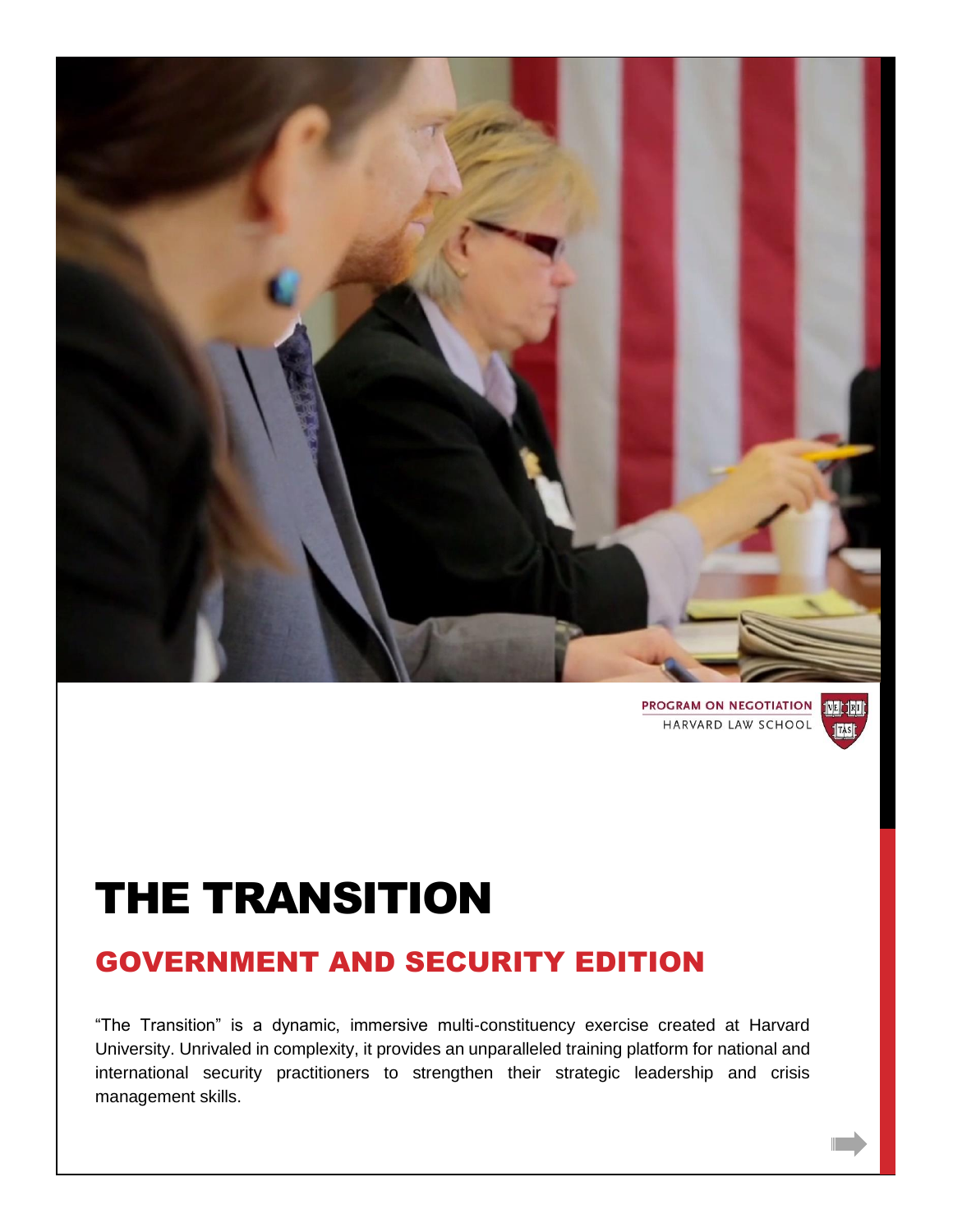PROGRAM ON NEGOTIATION
HARVARD LAW SCHOOL

# THE TRANSITION

## GOVERNMENT AND SECURITY EDITION

"The Transition" is a dynamic, immersive multi-constituency exercise created at Harvard University. Unrivaled in complexity, it provides an unparalleled training platform for national and international security practitioners to strengthen their strategic leadership and crisis management skills.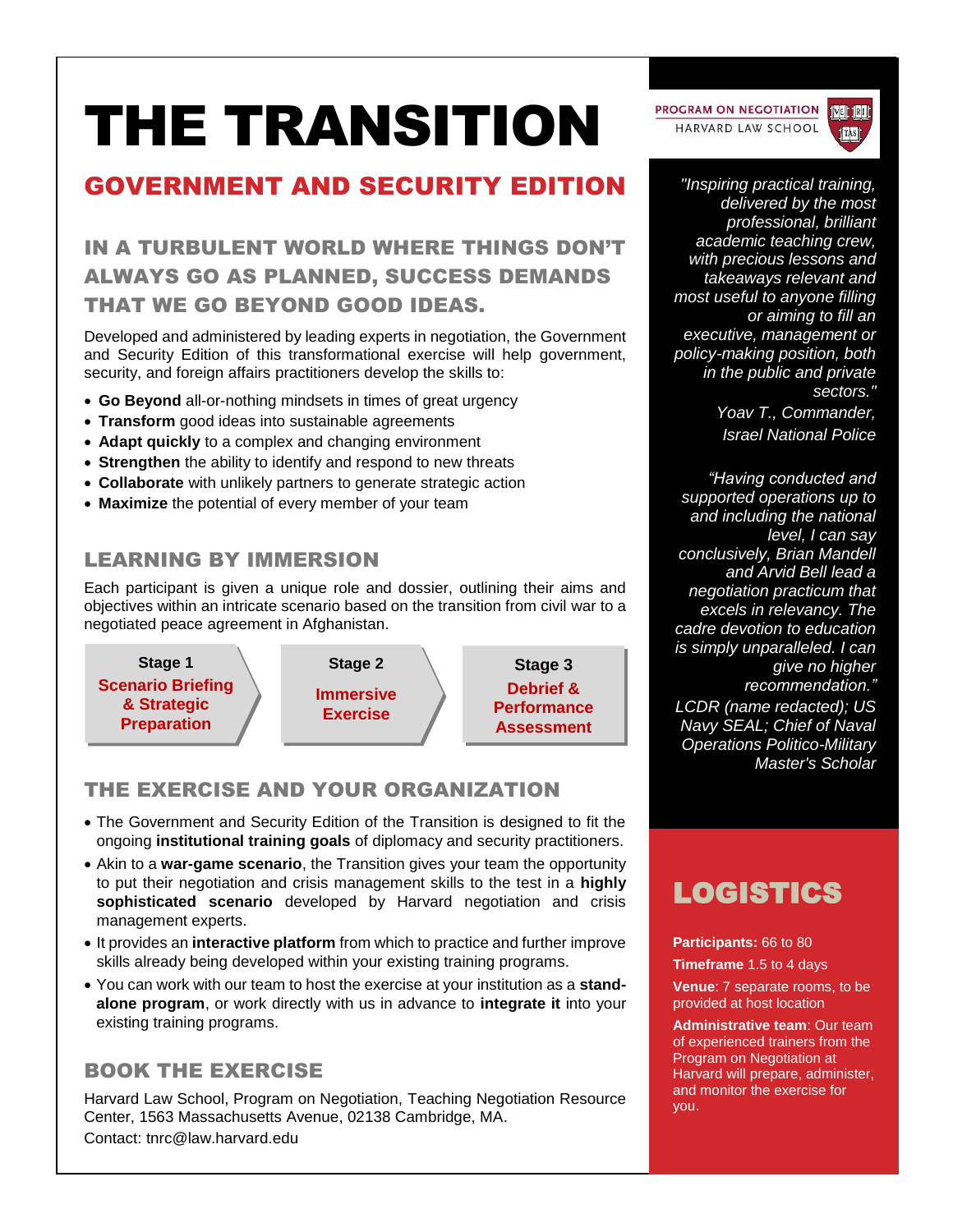# THE TRANSITION

## GOVERNMENT AND SECURITY EDITION

### IN A TURBULENT WORLD WHERE THINGS DON'T ALWAYS GO AS PLANNED, SUCCESS DEMANDS THAT WE GO BEYOND GOOD IDEAS.

Developed and administered by leading experts in negotiation, the Government and Security Edition of this transformational exercise will help government, security, and foreign affairs practitioners develop the skills to:

- **Go Beyond** all-or-nothing mindsets in times of great urgency
- **Transform** good ideas into sustainable agreements
- **Adapt quickly** to a complex and changing environment
- **Strengthen** the ability to identify and respond to new threats
- **Collaborate** with unlikely partners to generate strategic action
- **Maximize** the potential of every member of your team

### LEARNING BY IMMERSION

Each participant is given a unique role and dossier, outlining their aims and objectives within an intricate scenario based on the transition from civil war to a negotiated peace agreement in Afghanistan.

**Stage 1** — Scenario Briefing & Strategic Preparation

**Stage 2** — Immersive Exercise

**Stage 3** — Debrief & Performance Assessment

### THE EXERCISE AND YOUR ORGANIZATION

- The Government and Security Edition of the Transition is designed to fit the ongoing **institutional training goals** of diplomacy and security practitioners.
- Akin to a **war-game scenario**, the Transition gives your team the opportunity to put their negotiation and crisis management skills to the test in a **highly sophisticated scenario** developed by Harvard negotiation and crisis management experts.
- It provides an **interactive platform** from which to practice and further improve skills already being developed within your existing training programs.
- You can work with our team to host the exercise at your institution as a **stand-alone program**, or work directly with us in advance to **integrate it** into your existing training programs.

### BOOK THE EXERCISE

Harvard Law School, Program on Negotiation, Teaching Negotiation Resource Center, 1563 Massachusetts Avenue, 02138 Cambridge, MA.

Contact: tnrc@law.harvard.edu

PROGRAM ON NEGOTIATION
HARVARD LAW SCHOOL

*"Inspiring practical training, delivered by the most professional, brilliant academic teaching crew, with precious lessons and takeaways relevant and most useful to anyone filling or aiming to fill an executive, management or policy-making position, both in the public and private sectors."*
*Yoav T., Commander, Israel National Police*

*"Having conducted and supported operations up to and including the national level, I can say conclusively, Brian Mandell and Arvid Bell lead a negotiation practicum that excels in relevancy. The cadre devotion to education is simply unparalleled. I can give no higher recommendation."*
*LCDR (name redacted); US Navy SEAL; Chief of Naval Operations Politico-Military Master's Scholar*

## LOGISTICS

**Participants:** 66 to 80

**Timeframe** 1.5 to 4 days

**Venue**: 7 separate rooms, to be provided at host location

**Administrative team**: Our team of experienced trainers from the Program on Negotiation at Harvard will prepare, administer, and monitor the exercise for you.